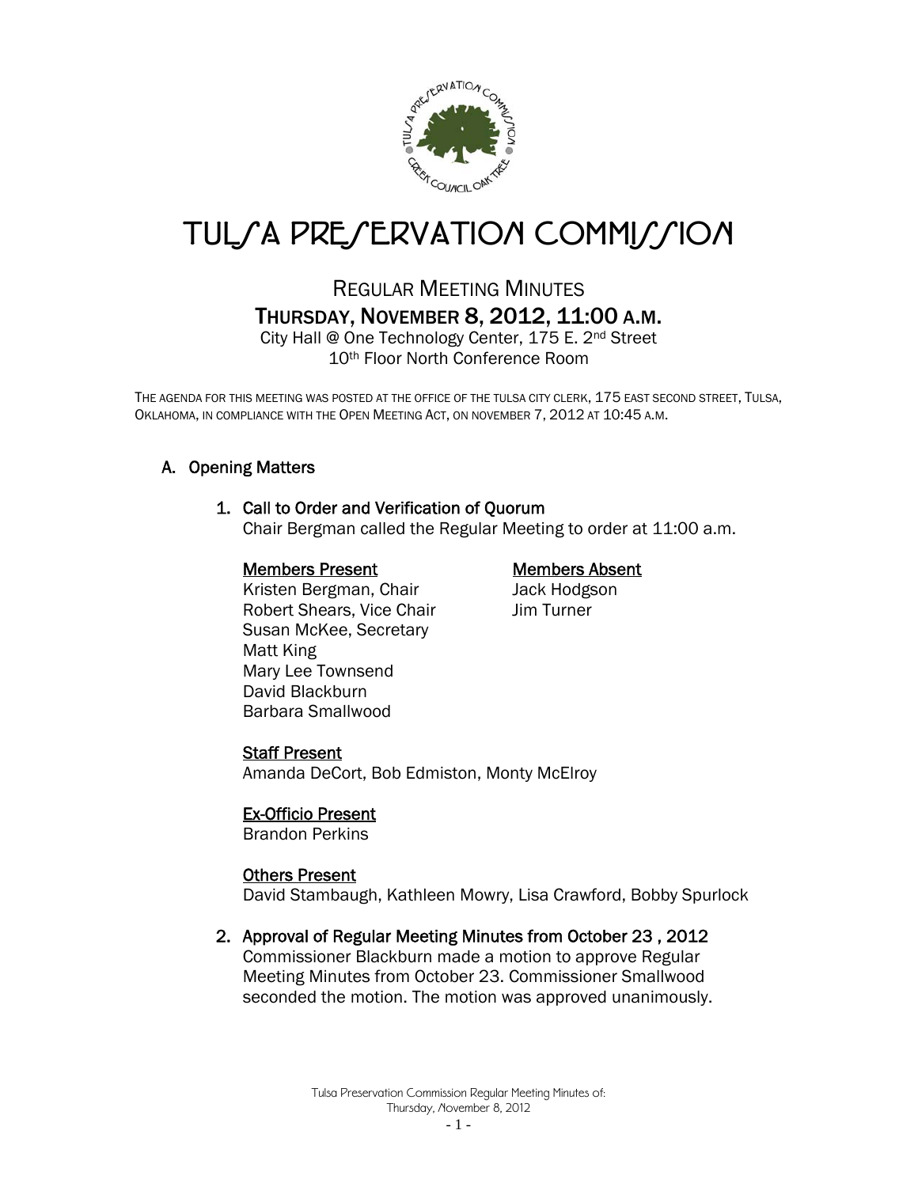# TULSA PRESERVATION COMMISSION

## REGULAR MEETING MINUTES

## THURSDAY, NOVEMBER 8, 2012, 11:00 A.M.

City Hall @ One Technology Center, 175 E. 2nd Street
10th Floor North Conference Room

THE AGENDA FOR THIS MEETING WAS POSTED AT THE OFFICE OF THE TULSA CITY CLERK, 175 EAST SECOND STREET, TULSA, OKLAHOMA, IN COMPLIANCE WITH THE OPEN MEETING ACT, ON NOVEMBER 7, 2012 AT 10:45 A.M.

### A. Opening Matters

#### 1. Call to Order and Verification of Quorum

Chair Bergman called the Regular Meeting to order at 11:00 a.m.

**Members Present**
Kristen Bergman, Chair
Robert Shears, Vice Chair
Susan McKee, Secretary
Matt King
Mary Lee Townsend
David Blackburn
Barbara Smallwood

**Members Absent**
Jack Hodgson
Jim Turner

**Staff Present**
Amanda DeCort, Bob Edmiston, Monty McElroy

**Ex-Officio Present**
Brandon Perkins

**Others Present**
David Stambaugh, Kathleen Mowry, Lisa Crawford, Bobby Spurlock

#### 2. Approval of Regular Meeting Minutes from October 23 , 2012

Commissioner Blackburn made a motion to approve Regular Meeting Minutes from October 23. Commissioner Smallwood seconded the motion. The motion was approved unanimously.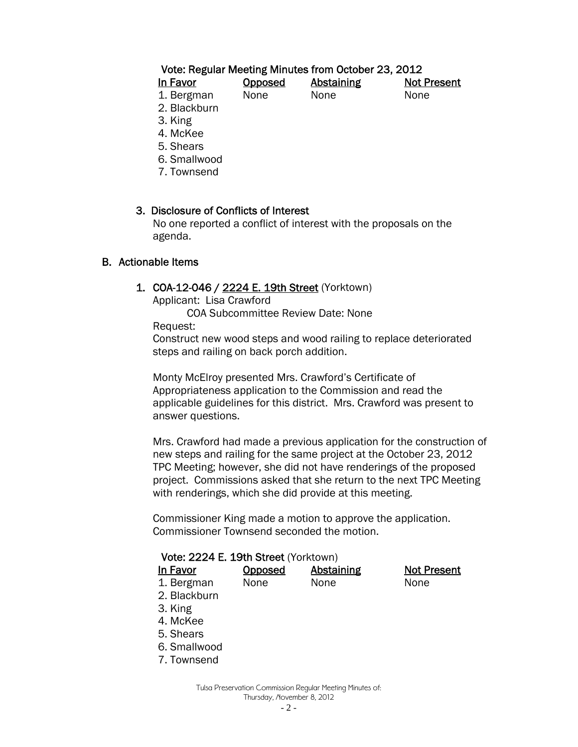**Vote: Regular Meeting Minutes from October 23, 2012**

| In Favor | Opposed | Abstaining | Not Present |
|---|---|---|---|
| 1. Bergman | None | None | None |
| 2. Blackburn | | | |
| 3. King | | | |
| 4. McKee | | | |
| 5. Shears | | | |
| 6. Smallwood | | | |
| 7. Townsend | | | |

### 3. Disclosure of Conflicts of Interest

No one reported a conflict of interest with the proposals on the agenda.

## B. Actionable Items

### 1. COA-12-046 / 2224 E. 19th Street (Yorktown)

Applicant: Lisa Crawford

COA Subcommittee Review Date: None

Request:

Construct new wood steps and wood railing to replace deteriorated steps and railing on back porch addition.

Monty McElroy presented Mrs. Crawford's Certificate of Appropriateness application to the Commission and read the applicable guidelines for this district. Mrs. Crawford was present to answer questions.

Mrs. Crawford had made a previous application for the construction of new steps and railing for the same project at the October 23, 2012 TPC Meeting; however, she did not have renderings of the proposed project. Commissions asked that she return to the next TPC Meeting with renderings, which she did provide at this meeting.

Commissioner King made a motion to approve the application. Commissioner Townsend seconded the motion.

**Vote: 2224 E. 19th Street** (Yorktown)

| In Favor | Opposed | Abstaining | Not Present |
|---|---|---|---|
| 1. Bergman | None | None | None |
| 2. Blackburn | | | |
| 3. King | | | |
| 4. McKee | | | |
| 5. Shears | | | |
| 6. Smallwood | | | |
| 7. Townsend | | | |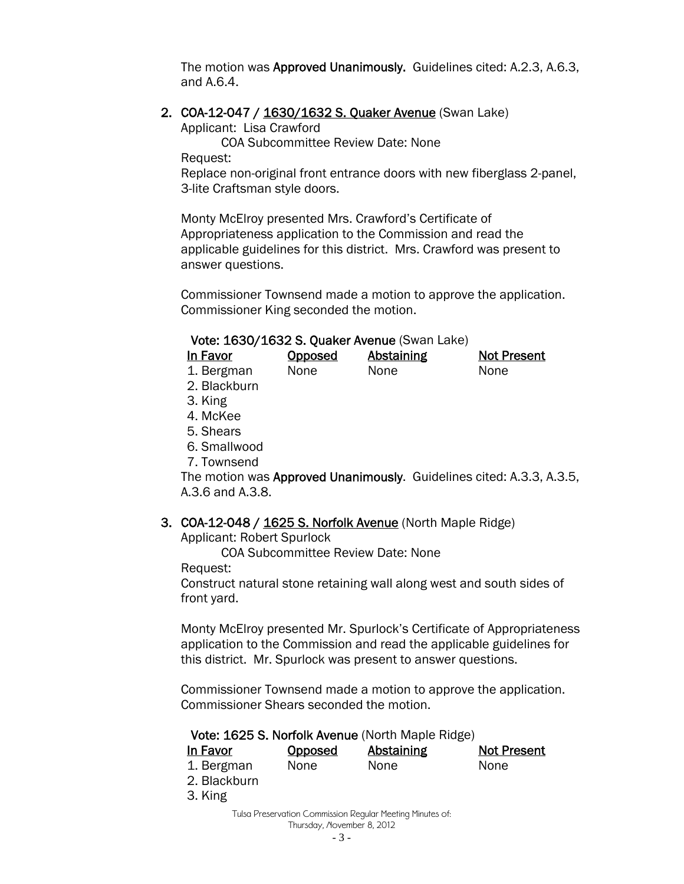The motion was **Approved Unanimously.** Guidelines cited: A.2.3, A.6.3, and A.6.4.

2. **COA-12-047 / 1630/1632 S. Quaker Avenue** (Swan Lake)

   Applicant: Lisa Crawford

   COA Subcommittee Review Date: None

   Request:

   Replace non-original front entrance doors with new fiberglass 2-panel, 3-lite Craftsman style doors.

   Monty McElroy presented Mrs. Crawford's Certificate of Appropriateness application to the Commission and read the applicable guidelines for this district. Mrs. Crawford was present to answer questions.

   Commissioner Townsend made a motion to approve the application. Commissioner King seconded the motion.

   **Vote: 1630/1632 S. Quaker Avenue** (Swan Lake)

   | In Favor | Opposed | Abstaining | Not Present |
   |---|---|---|---|
   | 1. Bergman | None | None | None |
   | 2. Blackburn | | | |
   | 3. King | | | |
   | 4. McKee | | | |
   | 5. Shears | | | |
   | 6. Smallwood | | | |
   | 7. Townsend | | | |

   The motion was **Approved Unanimously**. Guidelines cited: A.3.3, A.3.5, A.3.6 and A.3.8.

3. **COA-12-048 / 1625 S. Norfolk Avenue** (North Maple Ridge)

   Applicant: Robert Spurlock

   COA Subcommittee Review Date: None

   Request:

   Construct natural stone retaining wall along west and south sides of front yard.

   Monty McElroy presented Mr. Spurlock's Certificate of Appropriateness application to the Commission and read the applicable guidelines for this district. Mr. Spurlock was present to answer questions.

   Commissioner Townsend made a motion to approve the application. Commissioner Shears seconded the motion.

   **Vote: 1625 S. Norfolk Avenue** (North Maple Ridge)

   | In Favor | Opposed | Abstaining | Not Present |
   |---|---|---|---|
   | 1. Bergman | None | None | None |
   | 2. Blackburn | | | |
   | 3. King | | | |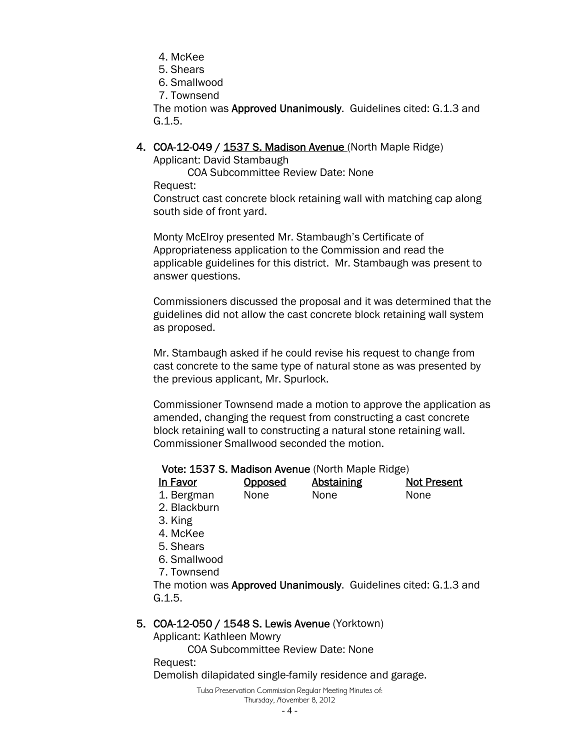4. McKee
5. Shears
6. Smallwood
7. Townsend

The motion was **Approved Unanimously**. Guidelines cited: G.1.3 and G.1.5.

4. **COA-12-049 / 1537 S. Madison Avenue** (North Maple Ridge)

   Applicant: David Stambaugh

   COA Subcommittee Review Date: None

   Request:

   Construct cast concrete block retaining wall with matching cap along south side of front yard.

   Monty McElroy presented Mr. Stambaugh's Certificate of Appropriateness application to the Commission and read the applicable guidelines for this district. Mr. Stambaugh was present to answer questions.

   Commissioners discussed the proposal and it was determined that the guidelines did not allow the cast concrete block retaining wall system as proposed.

   Mr. Stambaugh asked if he could revise his request to change from cast concrete to the same type of natural stone as was presented by the previous applicant, Mr. Spurlock.

   Commissioner Townsend made a motion to approve the application as amended, changing the request from constructing a cast concrete block retaining wall to constructing a natural stone retaining wall. Commissioner Smallwood seconded the motion.

   **Vote: 1537 S. Madison Avenue** (North Maple Ridge)

   | In Favor | Opposed | Abstaining | Not Present |
   |---|---|---|---|
   | 1. Bergman | None | None | None |
   | 2. Blackburn | | | |
   | 3. King | | | |
   | 4. McKee | | | |
   | 5. Shears | | | |
   | 6. Smallwood | | | |
   | 7. Townsend | | | |

   The motion was **Approved Unanimously**. Guidelines cited: G.1.3 and G.1.5.

5. **COA-12-050 / 1548 S. Lewis Avenue** (Yorktown)

   Applicant: Kathleen Mowry

   COA Subcommittee Review Date: None

   Request:

   Demolish dilapidated single-family residence and garage.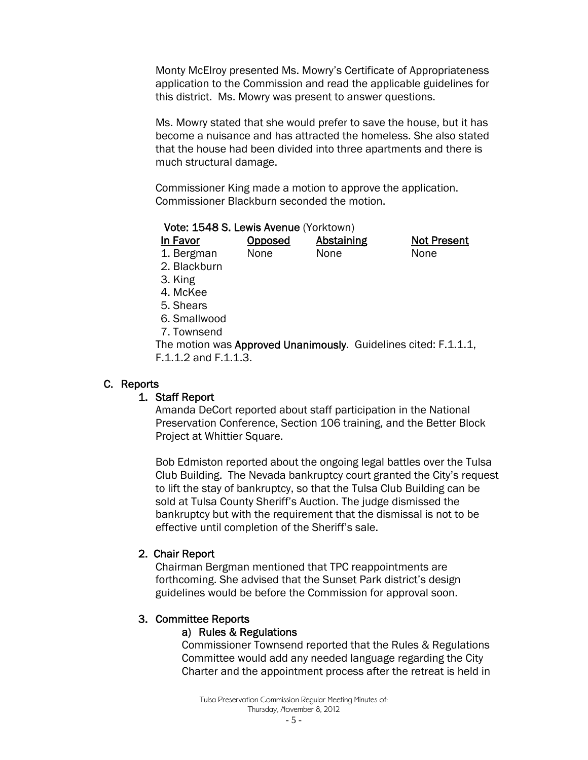Monty McElroy presented Ms. Mowry's Certificate of Appropriateness application to the Commission and read the applicable guidelines for this district. Ms. Mowry was present to answer questions.

Ms. Mowry stated that she would prefer to save the house, but it has become a nuisance and has attracted the homeless. She also stated that the house had been divided into three apartments and there is much structural damage.

Commissioner King made a motion to approve the application. Commissioner Blackburn seconded the motion.

**Vote: 1548 S. Lewis Avenue** (Yorktown)

| In Favor | Opposed | Abstaining | Not Present |
|---|---|---|---|
| 1. Bergman | None | None | None |
| 2. Blackburn | | | |
| 3. King | | | |
| 4. McKee | | | |
| 5. Shears | | | |
| 6. Smallwood | | | |
| 7. Townsend | | | |

The motion was **Approved Unanimously**. Guidelines cited: F.1.1.1, F.1.1.2 and F.1.1.3.

## C. Reports

### 1. Staff Report

Amanda DeCort reported about staff participation in the National Preservation Conference, Section 106 training, and the Better Block Project at Whittier Square.

Bob Edmiston reported about the ongoing legal battles over the Tulsa Club Building. The Nevada bankruptcy court granted the City's request to lift the stay of bankruptcy, so that the Tulsa Club Building can be sold at Tulsa County Sheriff's Auction. The judge dismissed the bankruptcy but with the requirement that the dismissal is not to be effective until completion of the Sheriff's sale.

### 2. Chair Report

Chairman Bergman mentioned that TPC reappointments are forthcoming. She advised that the Sunset Park district's design guidelines would be before the Commission for approval soon.

### 3. Committee Reports

#### a) Rules & Regulations

Commissioner Townsend reported that the Rules & Regulations Committee would add any needed language regarding the City Charter and the appointment process after the retreat is held in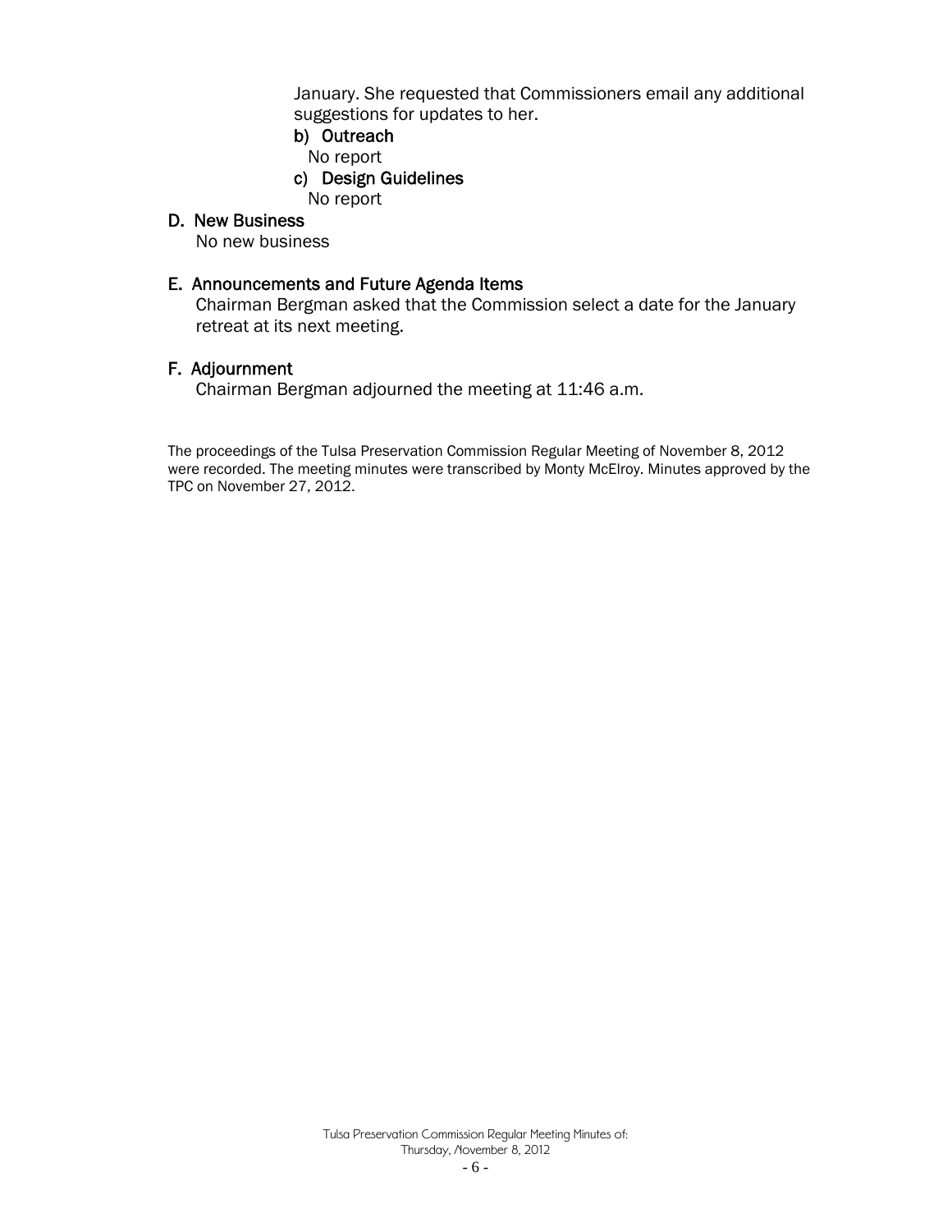January. She requested that Commissioners email any additional suggestions for updates to her.

b) Outreach

No report

c) Design Guidelines

No report

## D. New Business

No new business

## E. Announcements and Future Agenda Items

Chairman Bergman asked that the Commission select a date for the January retreat at its next meeting.

## F. Adjournment

Chairman Bergman adjourned the meeting at 11:46 a.m.

The proceedings of the Tulsa Preservation Commission Regular Meeting of November 8, 2012 were recorded. The meeting minutes were transcribed by Monty McElroy. Minutes approved by the TPC on November 27, 2012.